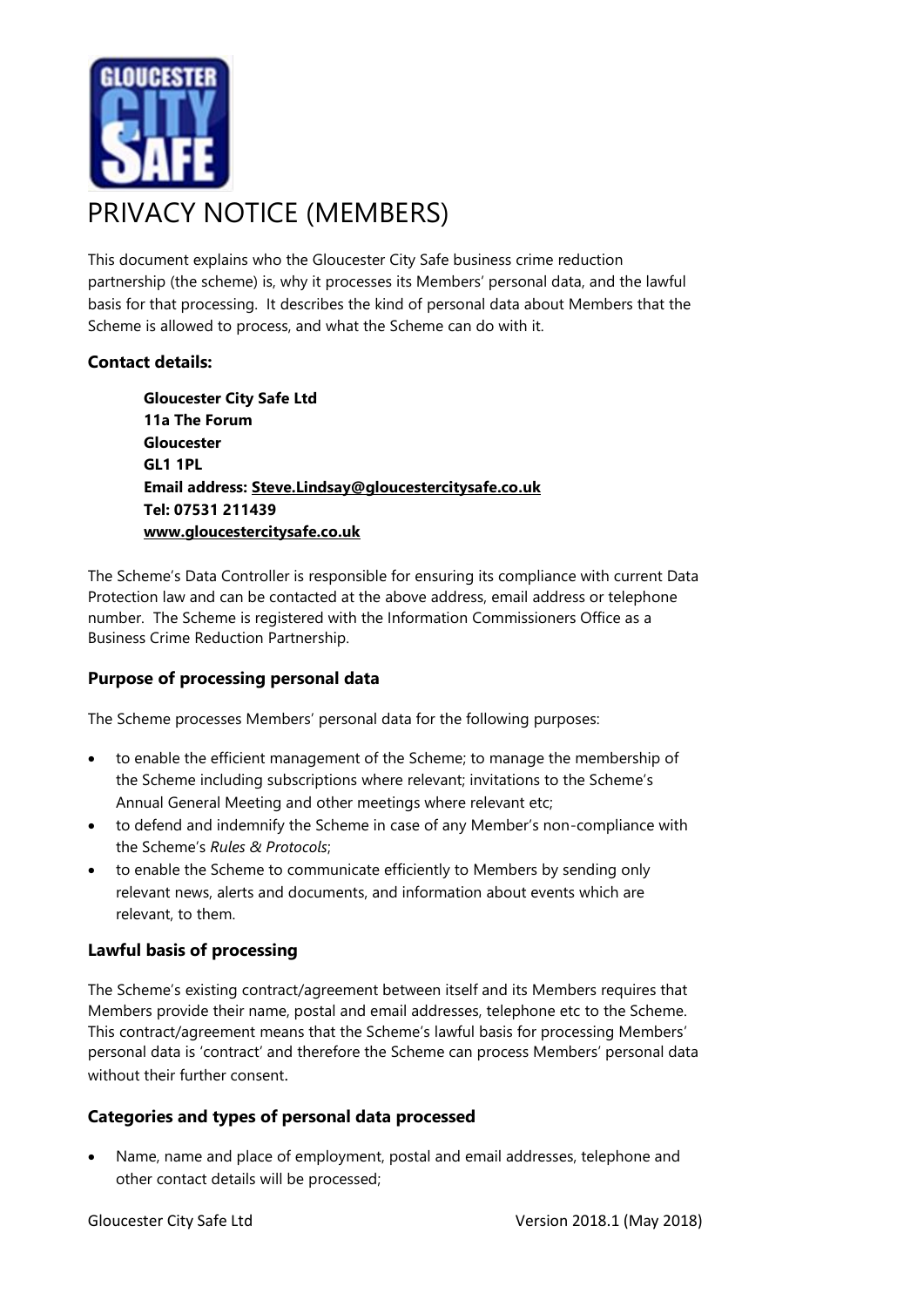# PRIVACY NOTICE (MEMBERS)

This document explains who the Gloucester City Safe business crime reduction partnership (the scheme) is, why it processes its Members' personal data, and the lawful basis for that processing. It describes the kind of personal data about Members that the Scheme is allowed to process, and what the Scheme can do with it.

### Contact details:

**Gloucester City Safe Ltd**
**11a The Forum**
**Gloucester**
**GL1 1PL**
**Email address: Steve.Lindsay@gloucestercitysafe.co.uk**
**Tel: 07531 211439**
**www.gloucestercitysafe.co.uk**

The Scheme's Data Controller is responsible for ensuring its compliance with current Data Protection law and can be contacted at the above address, email address or telephone number. The Scheme is registered with the Information Commissioners Office as a Business Crime Reduction Partnership.

### Purpose of processing personal data

The Scheme processes Members' personal data for the following purposes:

- to enable the efficient management of the Scheme; to manage the membership of the Scheme including subscriptions where relevant; invitations to the Scheme's Annual General Meeting and other meetings where relevant etc;
- to defend and indemnify the Scheme in case of any Member's non-compliance with the Scheme's *Rules & Protocols*;
- to enable the Scheme to communicate efficiently to Members by sending only relevant news, alerts and documents, and information about events which are relevant, to them.

### Lawful basis of processing

The Scheme's existing contract/agreement between itself and its Members requires that Members provide their name, postal and email addresses, telephone etc to the Scheme. This contract/agreement means that the Scheme's lawful basis for processing Members' personal data is 'contract' and therefore the Scheme can process Members' personal data without their further consent.

### Categories and types of personal data processed

- Name, name and place of employment, postal and email addresses, telephone and other contact details will be processed;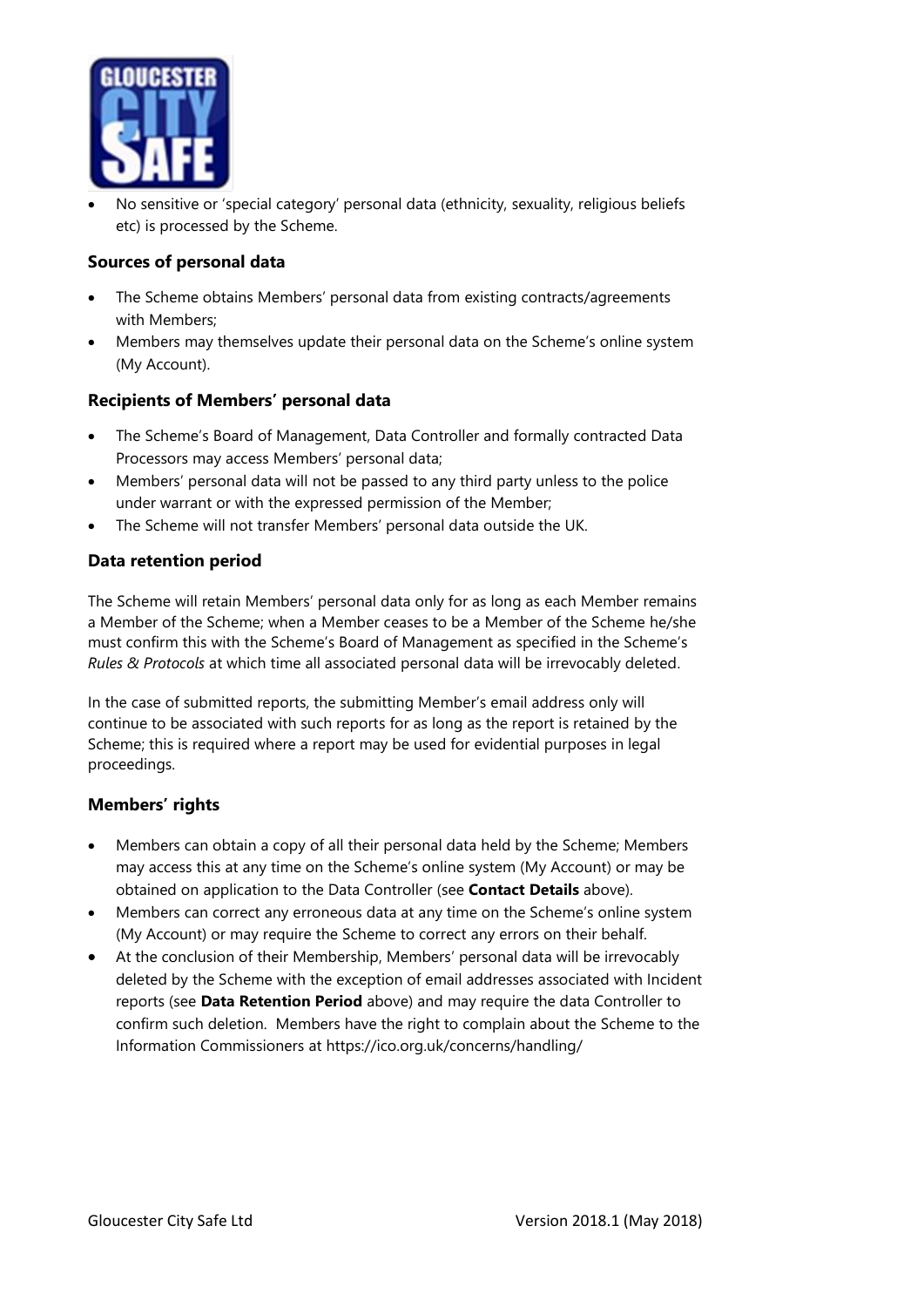- No sensitive or 'special category' personal data (ethnicity, sexuality, religious beliefs etc) is processed by the Scheme.

### Sources of personal data

- The Scheme obtains Members' personal data from existing contracts/agreements with Members;
- Members may themselves update their personal data on the Scheme's online system (My Account).

### Recipients of Members' personal data

- The Scheme's Board of Management, Data Controller and formally contracted Data Processors may access Members' personal data;
- Members' personal data will not be passed to any third party unless to the police under warrant or with the expressed permission of the Member;
- The Scheme will not transfer Members' personal data outside the UK.

### Data retention period

The Scheme will retain Members' personal data only for as long as each Member remains a Member of the Scheme; when a Member ceases to be a Member of the Scheme he/she must confirm this with the Scheme's Board of Management as specified in the Scheme's *Rules & Protocols* at which time all associated personal data will be irrevocably deleted.

In the case of submitted reports, the submitting Member's email address only will continue to be associated with such reports for as long as the report is retained by the Scheme; this is required where a report may be used for evidential purposes in legal proceedings.

### Members' rights

- Members can obtain a copy of all their personal data held by the Scheme; Members may access this at any time on the Scheme's online system (My Account) or may be obtained on application to the Data Controller (see **Contact Details** above).
- Members can correct any erroneous data at any time on the Scheme's online system (My Account) or may require the Scheme to correct any errors on their behalf.
- At the conclusion of their Membership, Members' personal data will be irrevocably deleted by the Scheme with the exception of email addresses associated with Incident reports (see **Data Retention Period** above) and may require the data Controller to confirm such deletion. Members have the right to complain about the Scheme to the Information Commissioners at https://ico.org.uk/concerns/handling/

Gloucester City Safe Ltd Version 2018.1 (May 2018)